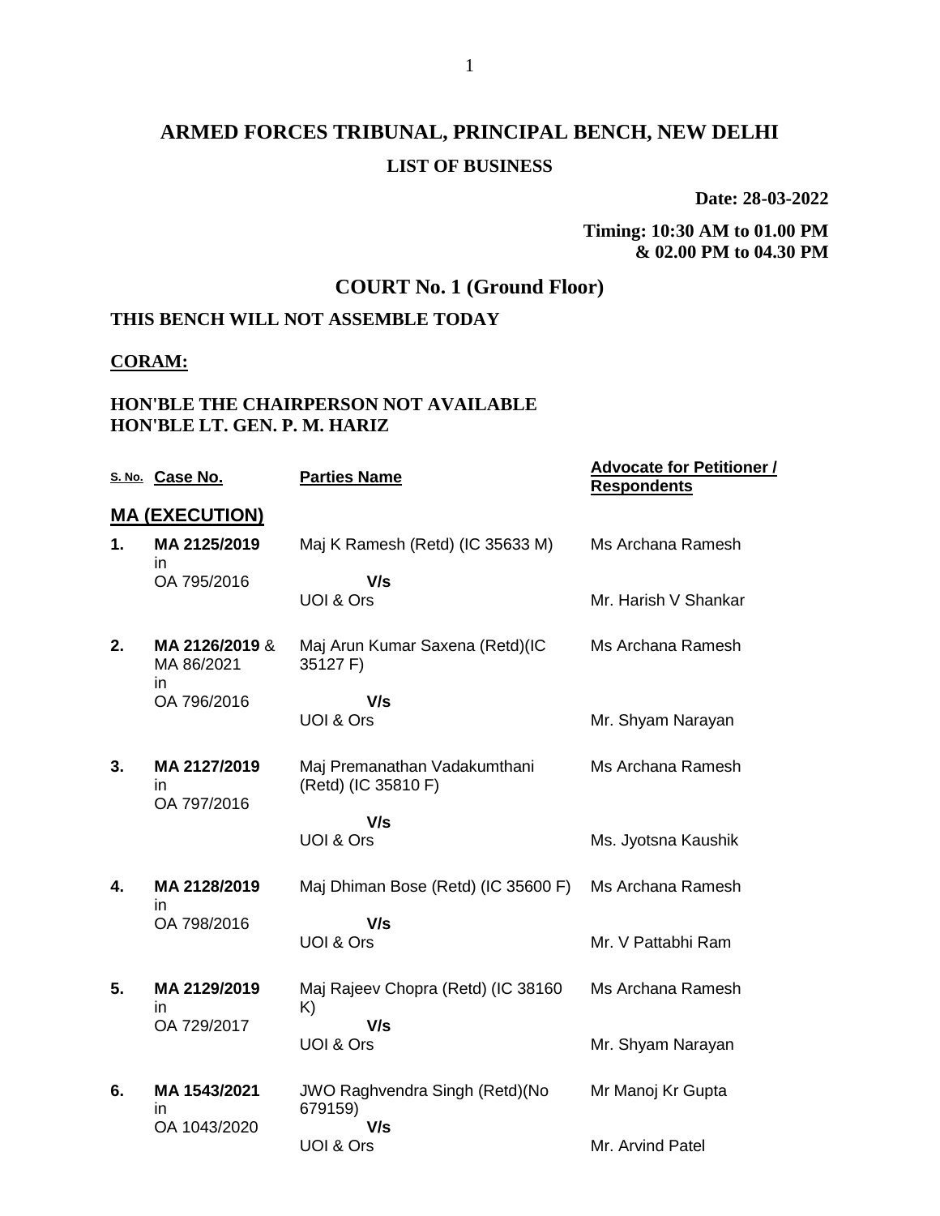# ARMED FORCES TRIBUNAL, PRINCIPAL BENCH, NEW DELHI

## LIST OF BUSINESS

**Date: 28-03-2022**

**Timing: 10:30 AM to 01.00 PM & 02.00 PM to 04.30 PM**

## COURT No. 1 (Ground Floor)

**THIS BENCH WILL NOT ASSEMBLE TODAY**

**CORAM:**

**HON'BLE THE CHAIRPERSON NOT AVAILABLE**
**HON'BLE LT. GEN. P. M. HARIZ**

| S. No. | Case No. | Parties Name | Advocate for Petitioner / Respondents |
|---|---|---|---|
| | **MA (EXECUTION)** | | |
| **1.** | **MA 2125/2019** in OA 795/2016 | Maj K Ramesh (Retd) (IC 35633 M) **V/s** UOI & Ors | Ms Archana Ramesh / Mr. Harish V Shankar |
| **2.** | **MA 2126/2019** & MA 86/2021 in OA 796/2016 | Maj Arun Kumar Saxena (Retd)(IC 35127 F) **V/s** UOI & Ors | Ms Archana Ramesh / Mr. Shyam Narayan |
| **3.** | **MA 2127/2019** in OA 797/2016 | Maj Premanathan Vadakumthani (Retd) (IC 35810 F) **V/s** UOI & Ors | Ms Archana Ramesh / Ms. Jyotsna Kaushik |
| **4.** | **MA 2128/2019** in OA 798/2016 | Maj Dhiman Bose (Retd) (IC 35600 F) **V/s** UOI & Ors | Ms Archana Ramesh / Mr. V Pattabhi Ram |
| **5.** | **MA 2129/2019** in OA 729/2017 | Maj Rajeev Chopra (Retd) (IC 38160 K) **V/s** UOI & Ors | Ms Archana Ramesh / Mr. Shyam Narayan |
| **6.** | **MA 1543/2021** in OA 1043/2020 | JWO Raghvendra Singh (Retd)(No 679159) **V/s** UOI & Ors | Mr Manoj Kr Gupta / Mr. Arvind Patel |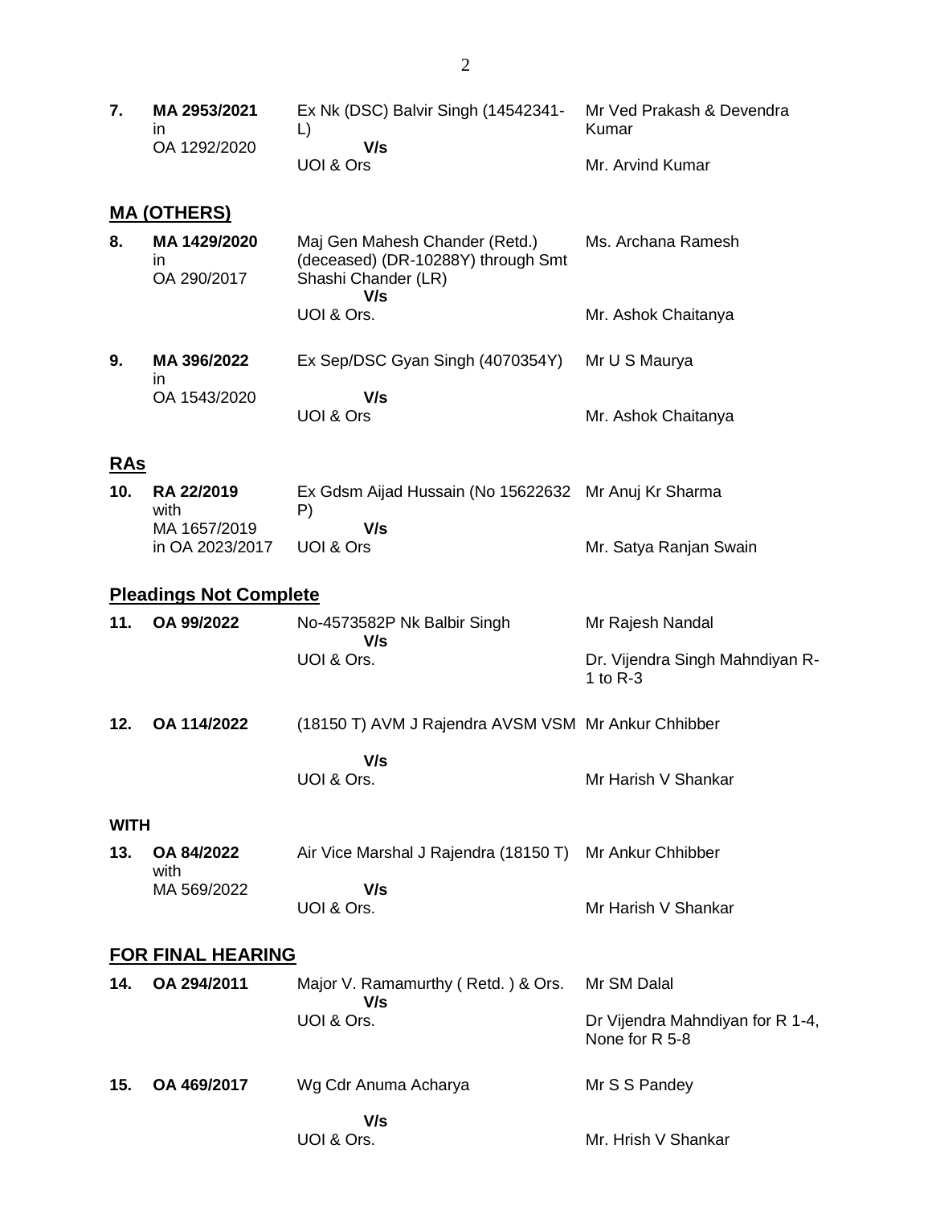| | | | |
|---|---|---|---|
| **7.** | **MA 2953/2021** in OA 1292/2020 | Ex Nk (DSC) Balvir Singh (14542341-L) **V/s** UOI & Ors | Mr Ved Prakash & Devendra Kumar<br>Mr. Arvind Kumar |

## MA (OTHERS)

| | | | |
|---|---|---|---|
| **8.** | **MA 1429/2020** in OA 290/2017 | Maj Gen Mahesh Chander (Retd.) (deceased) (DR-10288Y) through Smt Shashi Chander (LR) **V/s** UOI & Ors. | Ms. Archana Ramesh<br>Mr. Ashok Chaitanya |
| **9.** | **MA 396/2022** in OA 1543/2020 | Ex Sep/DSC Gyan Singh (4070354Y) **V/s** UOI & Ors | Mr U S Maurya<br>Mr. Ashok Chaitanya |

## RAs

| | | | |
|---|---|---|---|
| **10.** | **RA 22/2019** with MA 1657/2019 in OA 2023/2017 | Ex Gdsm Aijad Hussain (No 15622632 P) **V/s** UOI & Ors | Mr Anuj Kr Sharma<br>Mr. Satya Ranjan Swain |

## Pleadings Not Complete

| | | | |
|---|---|---|---|
| **11.** | **OA 99/2022** | No-4573582P Nk Balbir Singh **V/s** UOI & Ors. | Mr Rajesh Nandal<br>Dr. Vijendra Singh Mahndiyan R-1 to R-3 |
| **12.** | **OA 114/2022** | (18150 T) AVM J Rajendra AVSM VSM **V/s** UOI & Ors. | Mr Ankur Chhibber<br>Mr Harish V Shankar |

**WITH**

| | | | |
|---|---|---|---|
| **13.** | **OA 84/2022** with MA 569/2022 | Air Vice Marshal J Rajendra (18150 T) **V/s** UOI & Ors. | Mr Ankur Chhibber<br>Mr Harish V Shankar |

## FOR FINAL HEARING

| | | | |
|---|---|---|---|
| **14.** | **OA 294/2011** | Major V. Ramamurthy ( Retd. ) & Ors. **V/s** UOI & Ors. | Mr SM Dalal<br>Dr Vijendra Mahndiyan for R 1-4, None for R 5-8 |
| **15.** | **OA 469/2017** | Wg Cdr Anuma Acharya **V/s** UOI & Ors. | Mr S S Pandey<br>Mr. Hrish V Shankar |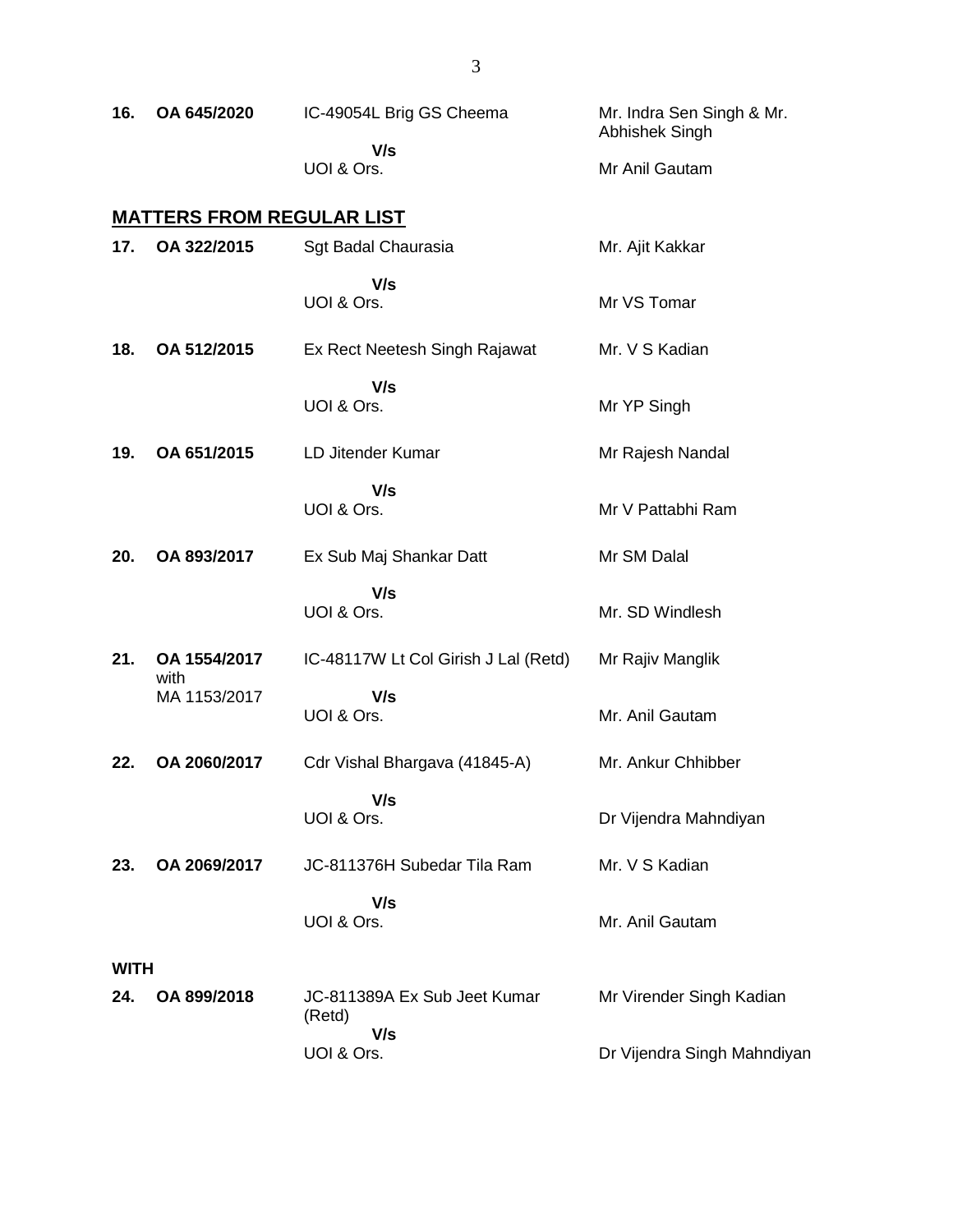| | | | |
|---|---|---|---|
| **16.** | **OA 645/2020** | IC-49054L Brig GS Cheema<br>**V/s**<br>UOI & Ors. | Mr. Indra Sen Singh & Mr. Abhishek Singh<br><br>Mr Anil Gautam |

## MATTERS FROM REGULAR LIST

| | | | |
|---|---|---|---|
| **17.** | **OA 322/2015** | Sgt Badal Chaurasia<br>**V/s**<br>UOI & Ors. | Mr. Ajit Kakkar<br><br>Mr VS Tomar |
| **18.** | **OA 512/2015** | Ex Rect Neetesh Singh Rajawat<br>**V/s**<br>UOI & Ors. | Mr. V S Kadian<br><br>Mr YP Singh |
| **19.** | **OA 651/2015** | LD Jitender Kumar<br>**V/s**<br>UOI & Ors. | Mr Rajesh Nandal<br><br>Mr V Pattabhi Ram |
| **20.** | **OA 893/2017** | Ex Sub Maj Shankar Datt<br>**V/s**<br>UOI & Ors. | Mr SM Dalal<br><br>Mr. SD Windlesh |
| **21.** | **OA 1554/2017** with MA 1153/2017 | IC-48117W Lt Col Girish J Lal (Retd)<br>**V/s**<br>UOI & Ors. | Mr Rajiv Manglik<br><br>Mr. Anil Gautam |
| **22.** | **OA 2060/2017** | Cdr Vishal Bhargava (41845-A)<br>**V/s**<br>UOI & Ors. | Mr. Ankur Chhibber<br><br>Dr Vijendra Mahndiyan |
| **23.** | **OA 2069/2017** | JC-811376H Subedar Tila Ram<br>**V/s**<br>UOI & Ors. | Mr. V S Kadian<br><br>Mr. Anil Gautam |

**WITH**

| | | | |
|---|---|---|---|
| **24.** | **OA 899/2018** | JC-811389A Ex Sub Jeet Kumar (Retd)<br>**V/s**<br>UOI & Ors. | Mr Virender Singh Kadian<br><br>Dr Vijendra Singh Mahndiyan |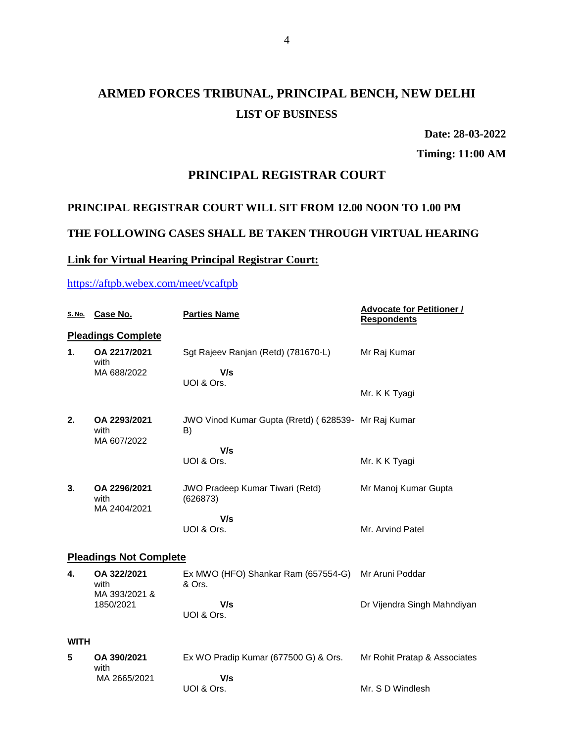# ARMED FORCES TRIBUNAL, PRINCIPAL BENCH, NEW DELHI

## LIST OF BUSINESS

**Date: 28-03-2022**

**Timing: 11:00 AM**

## PRINCIPAL REGISTRAR COURT

**PRINCIPAL REGISTRAR COURT WILL SIT FROM 12.00 NOON TO 1.00 PM**

**THE FOLLOWING CASES SHALL BE TAKEN THROUGH VIRTUAL HEARING**

**Link for Virtual Hearing Principal Registrar Court:**

https://aftpb.webex.com/meet/vcaftpb

| S. No. | Case No. | Parties Name | Advocate for Petitioner / Respondents |
|---|---|---|---|
| **Pleadings Complete** | | | |
| 1. | OA 2217/2021 with MA 688/2022 | Sgt Rajeev Ranjan (Retd) (781670-L) V/s UOI & Ors. | Mr Raj Kumar<br>Mr. K K Tyagi |
| 2. | OA 2293/2021 with MA 607/2022 | JWO Vinod Kumar Gupta (Rretd) ( 628539-B) V/s UOI & Ors. | Mr Raj Kumar<br>Mr. K K Tyagi |
| 3. | OA 2296/2021 with MA 2404/2021 | JWO Pradeep Kumar Tiwari (Retd) (626873) V/s UOI & Ors. | Mr Manoj Kumar Gupta<br>Mr. Arvind Patel |
| **Pleadings Not Complete** | | | |
| 4. | OA 322/2021 with MA 393/2021 & 1850/2021 | Ex MWO (HFO) Shankar Ram (657554-G) & Ors. V/s UOI & Ors. | Mr Aruni Poddar<br>Dr Vijendra Singh Mahndiyan |
| **WITH** | | | |
| 5 | OA 390/2021 with MA 2665/2021 | Ex WO Pradip Kumar (677500 G) & Ors. V/s UOI & Ors. | Mr Rohit Pratap & Associates<br>Mr. S D Windlesh |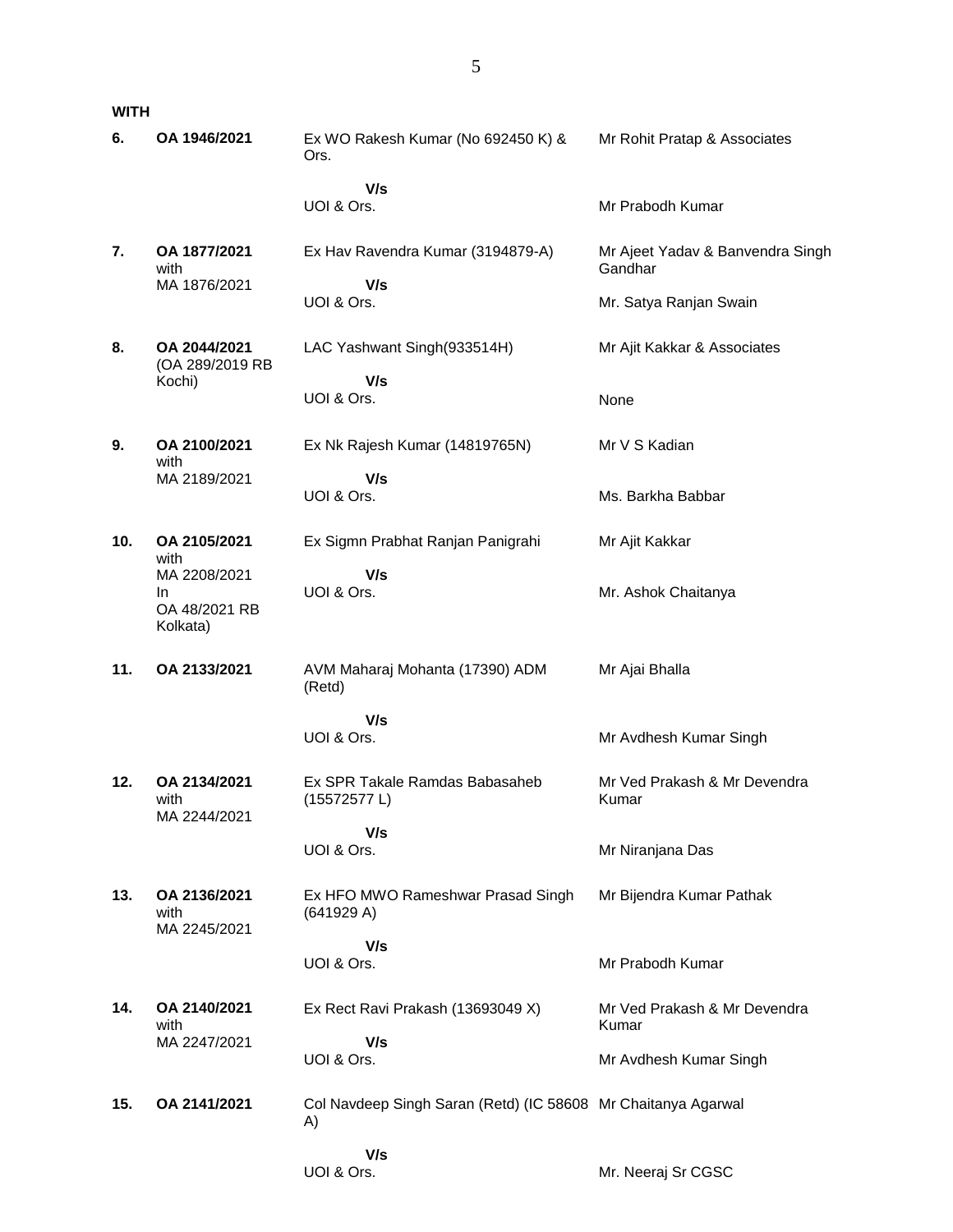**WITH**

| | | | |
|---|---|---|---|
| **6.** | **OA 1946/2021** | Ex WO Rakesh Kumar (No 692450 K) & Ors.<br>**V/s**<br>UOI & Ors. | Mr Rohit Pratap & Associates<br><br>Mr Prabodh Kumar |
| **7.** | **OA 1877/2021** with MA 1876/2021 | Ex Hav Ravendra Kumar (3194879-A)<br>**V/s**<br>UOI & Ors. | Mr Ajeet Yadav & Banvendra Singh Gandhar<br><br>Mr. Satya Ranjan Swain |
| **8.** | **OA 2044/2021** (OA 289/2019 RB Kochi) | LAC Yashwant Singh(933514H)<br>**V/s**<br>UOI & Ors. | Mr Ajit Kakkar & Associates<br><br>None |
| **9.** | **OA 2100/2021** with MA 2189/2021 | Ex Nk Rajesh Kumar (14819765N)<br>**V/s**<br>UOI & Ors. | Mr V S Kadian<br><br>Ms. Barkha Babbar |
| **10.** | **OA 2105/2021** with MA 2208/2021 In OA 48/2021 RB Kolkata) | Ex Sigmn Prabhat Ranjan Panigrahi<br>**V/s**<br>UOI & Ors. | Mr Ajit Kakkar<br><br>Mr. Ashok Chaitanya |
| **11.** | **OA 2133/2021** | AVM Maharaj Mohanta (17390) ADM (Retd)<br>**V/s**<br>UOI & Ors. | Mr Ajai Bhalla<br><br>Mr Avdhesh Kumar Singh |
| **12.** | **OA 2134/2021** with MA 2244/2021 | Ex SPR Takale Ramdas Babasaheb (15572577 L)<br>**V/s**<br>UOI & Ors. | Mr Ved Prakash & Mr Devendra Kumar<br><br>Mr Niranjana Das |
| **13.** | **OA 2136/2021** with MA 2245/2021 | Ex HFO MWO Rameshwar Prasad Singh (641929 A)<br>**V/s**<br>UOI & Ors. | Mr Bijendra Kumar Pathak<br><br>Mr Prabodh Kumar |
| **14.** | **OA 2140/2021** with MA 2247/2021 | Ex Rect Ravi Prakash (13693049 X)<br>**V/s**<br>UOI & Ors. | Mr Ved Prakash & Mr Devendra Kumar<br><br>Mr Avdhesh Kumar Singh |
| **15.** | **OA 2141/2021** | Col Navdeep Singh Saran (Retd) (IC 58608 A)<br>**V/s**<br>UOI & Ors. | Mr Chaitanya Agarwal<br><br>Mr. Neeraj Sr CGSC |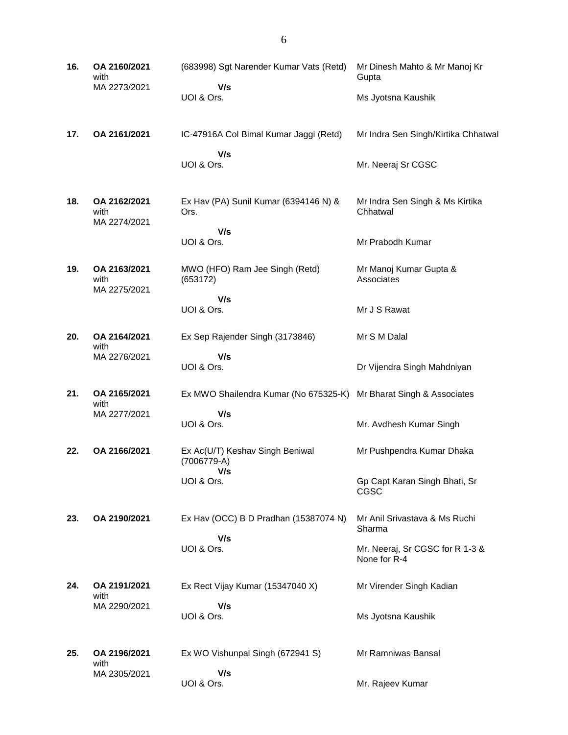| | | | |
|---|---|---|---|
| **16.** | **OA 2160/2021** with MA 2273/2021 | (683998) Sgt Narender Kumar Vats (Retd) **V/s** UOI & Ors. | Mr Dinesh Mahto & Mr Manoj Kr Gupta<br>Ms Jyotsna Kaushik |
| **17.** | **OA 2161/2021** | IC-47916A Col Bimal Kumar Jaggi (Retd) **V/s** UOI & Ors. | Mr Indra Sen Singh/Kirtika Chhatwal<br>Mr. Neeraj Sr CGSC |
| **18.** | **OA 2162/2021** with MA 2274/2021 | Ex Hav (PA) Sunil Kumar (6394146 N) & Ors. **V/s** UOI & Ors. | Mr Indra Sen Singh & Ms Kirtika Chhatwal<br>Mr Prabodh Kumar |
| **19.** | **OA 2163/2021** with MA 2275/2021 | MWO (HFO) Ram Jee Singh (Retd) (653172) **V/s** UOI & Ors. | Mr Manoj Kumar Gupta & Associates<br>Mr J S Rawat |
| **20.** | **OA 2164/2021** with MA 2276/2021 | Ex Sep Rajender Singh (3173846) **V/s** UOI & Ors. | Mr S M Dalal<br>Dr Vijendra Singh Mahdniyan |
| **21.** | **OA 2165/2021** with MA 2277/2021 | Ex MWO Shailendra Kumar (No 675325-K) **V/s** UOI & Ors. | Mr Bharat Singh & Associates<br>Mr. Avdhesh Kumar Singh |
| **22.** | **OA 2166/2021** | Ex Ac(U/T) Keshav Singh Beniwal (7006779-A) **V/s** UOI & Ors. | Mr Pushpendra Kumar Dhaka<br>Gp Capt Karan Singh Bhati, Sr CGSC |
| **23.** | **OA 2190/2021** | Ex Hav (OCC) B D Pradhan (15387074 N) **V/s** UOI & Ors. | Mr Anil Srivastava & Ms Ruchi Sharma<br>Mr. Neeraj, Sr CGSC for R 1-3 & None for R-4 |
| **24.** | **OA 2191/2021** with MA 2290/2021 | Ex Rect Vijay Kumar (15347040 X) **V/s** UOI & Ors. | Mr Virender Singh Kadian<br>Ms Jyotsna Kaushik |
| **25.** | **OA 2196/2021** with MA 2305/2021 | Ex WO Vishunpal Singh (672941 S) **V/s** UOI & Ors. | Mr Ramniwas Bansal<br>Mr. Rajeev Kumar |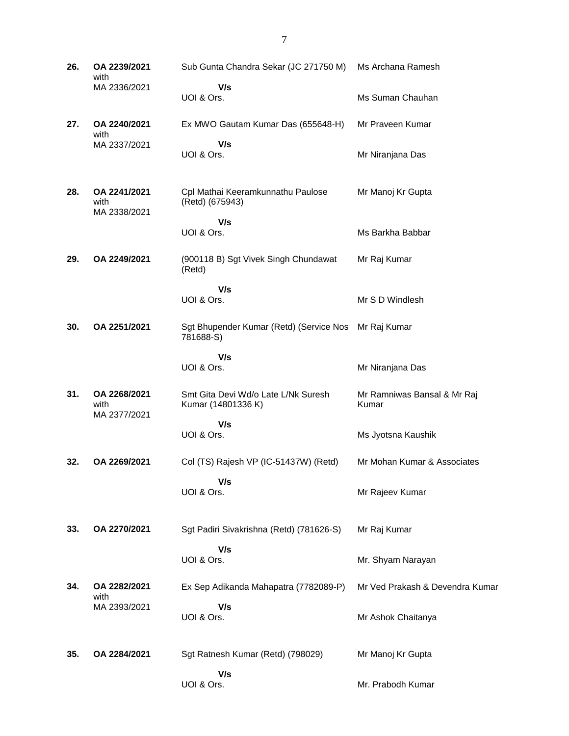| | | | |
|---|---|---|---|
| **26.** | **OA 2239/2021** with MA 2336/2021 | Sub Gunta Chandra Sekar (JC 271750 M) **V/s** UOI & Ors. | Ms Archana Ramesh<br><br>Ms Suman Chauhan |
| **27.** | **OA 2240/2021** with MA 2337/2021 | Ex MWO Gautam Kumar Das (655648-H) **V/s** UOI & Ors. | Mr Praveen Kumar<br><br>Mr Niranjana Das |
| **28.** | **OA 2241/2021** with MA 2338/2021 | Cpl Mathai Keeramkunnathu Paulose (Retd) (675943) **V/s** UOI & Ors. | Mr Manoj Kr Gupta<br><br>Ms Barkha Babbar |
| **29.** | **OA 2249/2021** | (900118 B) Sgt Vivek Singh Chundawat (Retd) **V/s** UOI & Ors. | Mr Raj Kumar<br><br>Mr S D Windlesh |
| **30.** | **OA 2251/2021** | Sgt Bhupender Kumar (Retd) (Service Nos 781688-S) **V/s** UOI & Ors. | Mr Raj Kumar<br><br>Mr Niranjana Das |
| **31.** | **OA 2268/2021** with MA 2377/2021 | Smt Gita Devi Wd/o Late L/Nk Suresh Kumar (14801336 K) **V/s** UOI & Ors. | Mr Ramniwas Bansal & Mr Raj Kumar<br><br>Ms Jyotsna Kaushik |
| **32.** | **OA 2269/2021** | Col (TS) Rajesh VP (IC-51437W) (Retd) **V/s** UOI & Ors. | Mr Mohan Kumar & Associates<br><br>Mr Rajeev Kumar |
| **33.** | **OA 2270/2021** | Sgt Padiri Sivakrishna (Retd) (781626-S) **V/s** UOI & Ors. | Mr Raj Kumar<br><br>Mr. Shyam Narayan |
| **34.** | **OA 2282/2021** with MA 2393/2021 | Ex Sep Adikanda Mahapatra (7782089-P) **V/s** UOI & Ors. | Mr Ved Prakash & Devendra Kumar<br><br>Mr Ashok Chaitanya |
| **35.** | **OA 2284/2021** | Sgt Ratnesh Kumar (Retd) (798029) **V/s** UOI & Ors. | Mr Manoj Kr Gupta<br><br>Mr. Prabodh Kumar |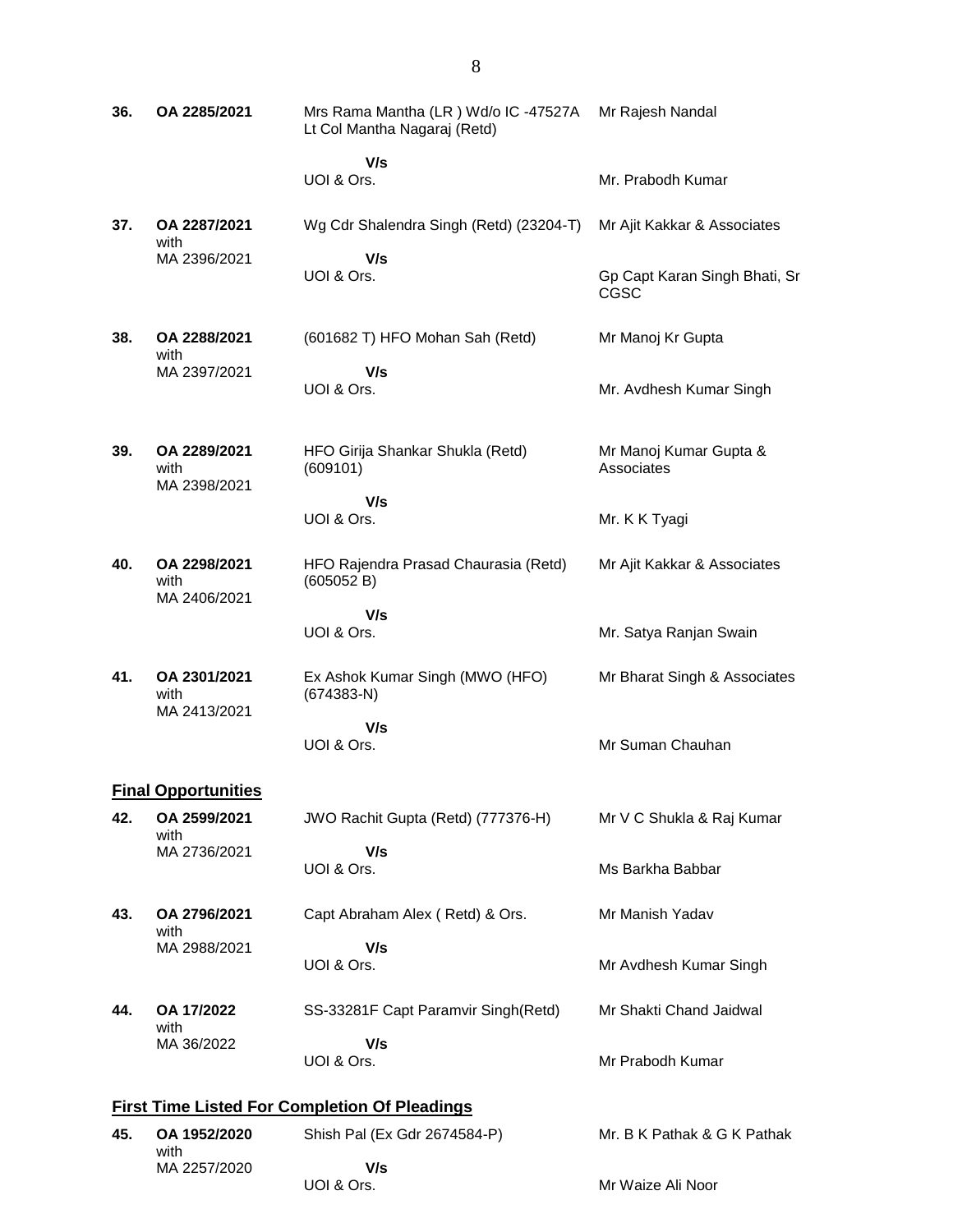| | | | |
|---|---|---|---|
| **36.** | **OA 2285/2021** | Mrs Rama Mantha (LR ) Wd/o IC -47527A Lt Col Mantha Nagaraj (Retd)<br>**V/s**<br>UOI & Ors. | Mr Rajesh Nandal<br><br>Mr. Prabodh Kumar |
| **37.** | **OA 2287/2021** with MA 2396/2021 | Wg Cdr Shalendra Singh (Retd) (23204-T)<br>**V/s**<br>UOI & Ors. | Mr Ajit Kakkar & Associates<br><br>Gp Capt Karan Singh Bhati, Sr CGSC |
| **38.** | **OA 2288/2021** with MA 2397/2021 | (601682 T) HFO Mohan Sah (Retd)<br>**V/s**<br>UOI & Ors. | Mr Manoj Kr Gupta<br><br>Mr. Avdhesh Kumar Singh |
| **39.** | **OA 2289/2021** with MA 2398/2021 | HFO Girija Shankar Shukla (Retd) (609101)<br>**V/s**<br>UOI & Ors. | Mr Manoj Kumar Gupta & Associates<br><br>Mr. K K Tyagi |
| **40.** | **OA 2298/2021** with MA 2406/2021 | HFO Rajendra Prasad Chaurasia (Retd) (605052 B)<br>**V/s**<br>UOI & Ors. | Mr Ajit Kakkar & Associates<br><br>Mr. Satya Ranjan Swain |
| **41.** | **OA 2301/2021** with MA 2413/2021 | Ex Ashok Kumar Singh (MWO (HFO) (674383-N)<br>**V/s**<br>UOI & Ors. | Mr Bharat Singh & Associates<br><br>Mr Suman Chauhan |

**Final Opportunities**

| | | | |
|---|---|---|---|
| **42.** | **OA 2599/2021** with MA 2736/2021 | JWO Rachit Gupta (Retd) (777376-H)<br>**V/s**<br>UOI & Ors. | Mr V C Shukla & Raj Kumar<br><br>Ms Barkha Babbar |
| **43.** | **OA 2796/2021** with MA 2988/2021 | Capt Abraham Alex ( Retd) & Ors.<br>**V/s**<br>UOI & Ors. | Mr Manish Yadav<br><br>Mr Avdhesh Kumar Singh |
| **44.** | **OA 17/2022** with MA 36/2022 | SS-33281F Capt Paramvir Singh(Retd)<br>**V/s**<br>UOI & Ors. | Mr Shakti Chand Jaidwal<br><br>Mr Prabodh Kumar |

**First Time Listed For Completion Of Pleadings**

| | | | |
|---|---|---|---|
| **45.** | **OA 1952/2020** with MA 2257/2020 | Shish Pal (Ex Gdr 2674584-P)<br>**V/s**<br>UOI & Ors. | Mr. B K Pathak & G K Pathak<br><br>Mr Waize Ali Noor |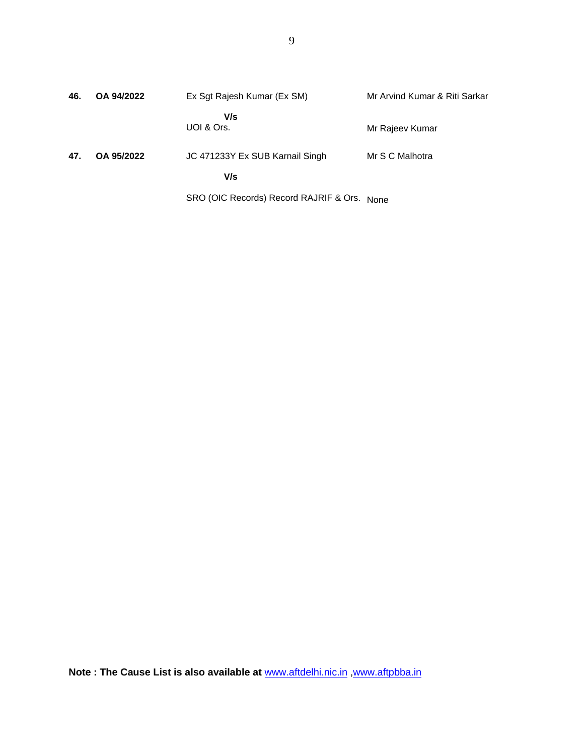| | | | |
|---|---|---|---|
| **46.** | **OA 94/2022** | Ex Sgt Rajesh Kumar (Ex SM)<br>**V/s**<br>UOI & Ors. | Mr Arvind Kumar & Riti Sarkar<br><br>Mr Rajeev Kumar |
| **47.** | **OA 95/2022** | JC 471233Y Ex SUB Karnail Singh<br>**V/s**<br>SRO (OIC Records) Record RAJRIF & Ors. | Mr S C Malhotra<br><br>None |

**Note : The Cause List is also available at** www.aftdelhi.nic.in ,www.aftpbba.in